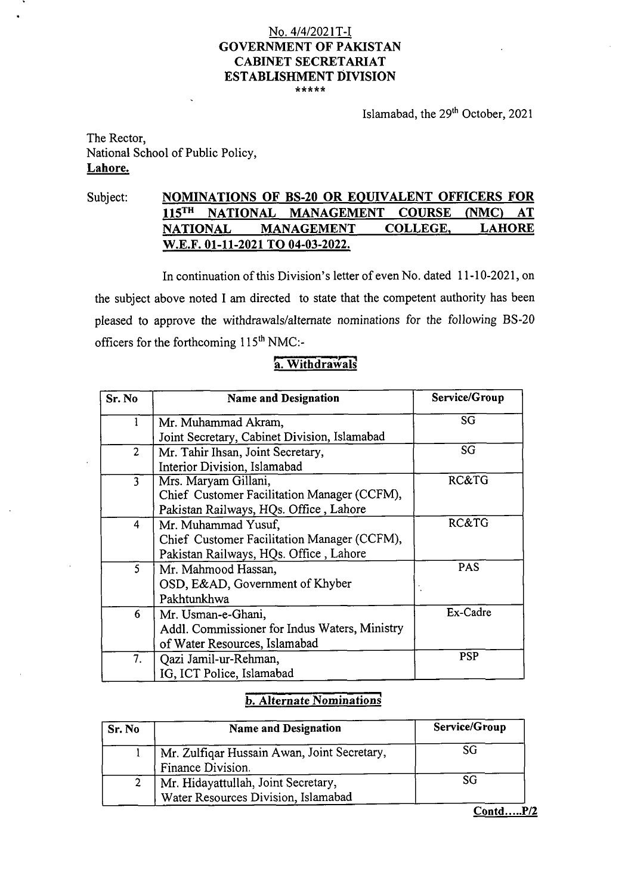No. 4/4/2021T-I

**GOVERNMENT OF PAKISTAN**
**CABINET SECRETARIAT**
**ESTABLISHMENT DIVISION**

\*\*\*\*\*

Islamabad, the 29th October, 2021

The Rector,
National School of Public Policy,
**Lahore.**

Subject: **NOMINATIONS OF BS-20 OR EQUIVALENT OFFICERS FOR 115TH NATIONAL MANAGEMENT COURSE (NMC) AT NATIONAL MANAGEMENT COLLEGE, LAHORE W.E.F. 01-11-2021 TO 04-03-2022.**

In continuation of this Division's letter of even No. dated 11-10-2021, on the subject above noted I am directed to state that the competent authority has been pleased to approve the withdrawals/alternate nominations for the following BS-20 officers for the forthcoming 115th NMC:-

**a. Withdrawals**

| Sr. No | Name and Designation | Service/Group |
|---|---|---|
| 1 | Mr. Muhammad Akram, Joint Secretary, Cabinet Division, Islamabad | SG |
| 2 | Mr. Tahir Ihsan, Joint Secretary, Interior Division, Islamabad | SG |
| 3 | Mrs. Maryam Gillani, Chief Customer Facilitation Manager (CCFM), Pakistan Railways, HQs. Office, Lahore | RC&TG |
| 4 | Mr. Muhammad Yusuf, Chief Customer Facilitation Manager (CCFM), Pakistan Railways, HQs. Office, Lahore | RC&TG |
| 5 | Mr. Mahmood Hassan, OSD, E&AD, Government of Khyber Pakhtunkhwa | PAS |
| 6 | Mr. Usman-e-Ghani, Addl. Commissioner for Indus Waters, Ministry of Water Resources, Islamabad | Ex-Cadre |
| 7. | Qazi Jamil-ur-Rehman, IG, ICT Police, Islamabad | PSP |

**b. Alternate Nominations**

| Sr. No | Name and Designation | Service/Group |
|---|---|---|
| 1 | Mr. Zulfiqar Hussain Awan, Joint Secretary, Finance Division. | SG |
| 2 | Mr. Hidayattullah, Joint Secretary, Water Resources Division, Islamabad | SG |

Contd.....P/2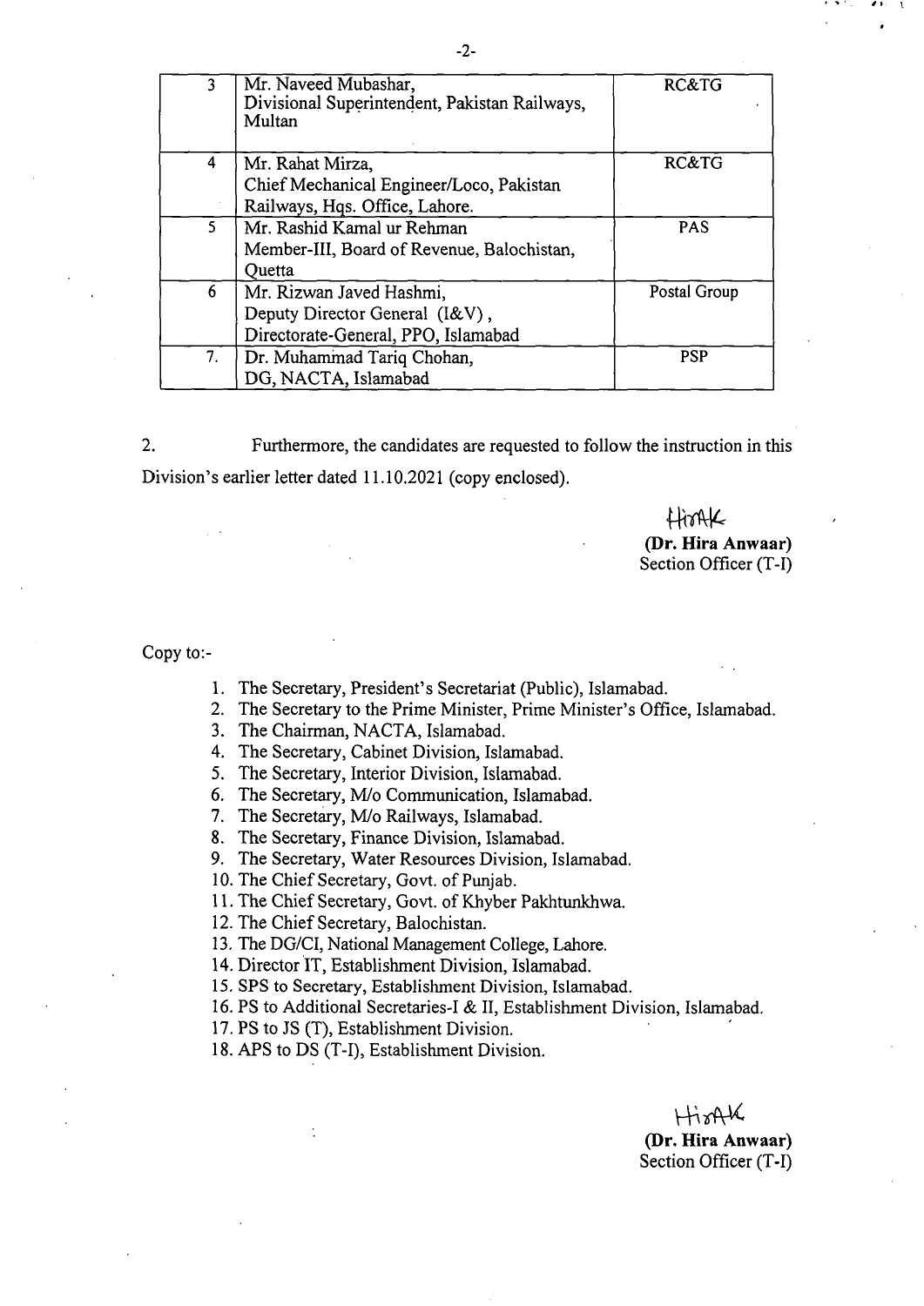| | | |
|---|---|---|
| 3 | Mr. Naveed Mubashar,<br>Divisional Superintendent, Pakistan Railways, Multan | RC&TG |
| 4 | Mr. Rahat Mirza,<br>Chief Mechanical Engineer/Loco, Pakistan Railways, Hqs. Office, Lahore. | RC&TG |
| 5 | Mr. Rashid Kamal ur Rehman<br>Member-III, Board of Revenue, Balochistan, Quetta | PAS |
| 6 | Mr. Rizwan Javed Hashmi,<br>Deputy Director General (I&V),<br>Directorate-General, PPO, Islamabad | Postal Group |
| 7. | Dr. Muhammad Tariq Chohan,<br>DG, NACTA, Islamabad | PSP |

2. Furthermore, the candidates are requested to follow the instruction in this Division's earlier letter dated 11.10.2021 (copy enclosed).

**(Dr. Hira Anwaar)**
Section Officer (T-I)

Copy to:-

1. The Secretary, President's Secretariat (Public), Islamabad.
2. The Secretary to the Prime Minister, Prime Minister's Office, Islamabad.
3. The Chairman, NACTA, Islamabad.
4. The Secretary, Cabinet Division, Islamabad.
5. The Secretary, Interior Division, Islamabad.
6. The Secretary, M/o Communication, Islamabad.
7. The Secretary, M/o Railways, Islamabad.
8. The Secretary, Finance Division, Islamabad.
9. The Secretary, Water Resources Division, Islamabad.
10. The Chief Secretary, Govt. of Punjab.
11. The Chief Secretary, Govt. of Khyber Pakhtunkhwa.
12. The Chief Secretary, Balochistan.
13. The DG/CI, National Management College, Lahore.
14. Director IT, Establishment Division, Islamabad.
15. SPS to Secretary, Establishment Division, Islamabad.
16. PS to Additional Secretaries-I & II, Establishment Division, Islamabad.
17. PS to JS (T), Establishment Division.
18. APS to DS (T-I), Establishment Division.

**(Dr. Hira Anwaar)**
Section Officer (T-I)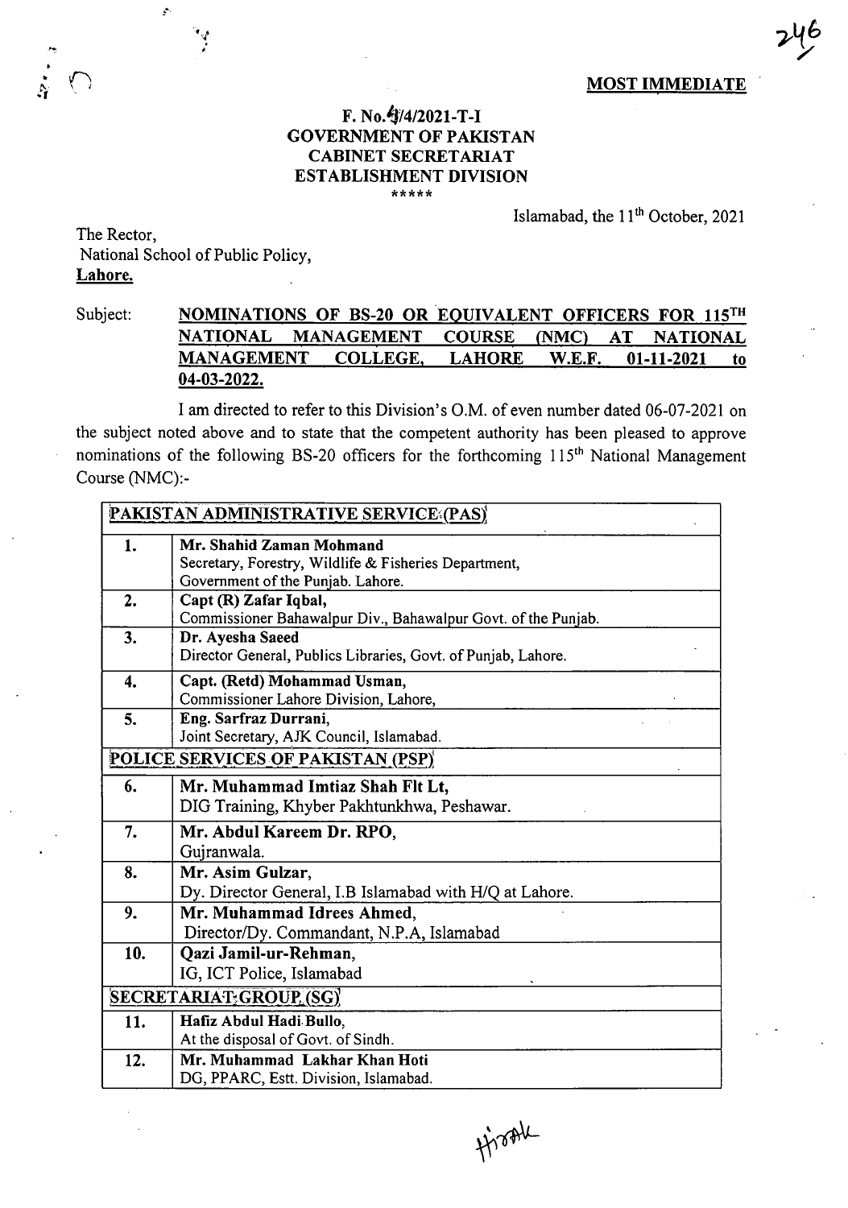**MOST IMMEDIATE**

**F. No.4/4/2021-T-I**
**GOVERNMENT OF PAKISTAN**
**CABINET SECRETARIAT**
**ESTABLISHMENT DIVISION**

\*\*\*\*\*

Islamabad, the 11th October, 2021

The Rector,
National School of Public Policy,
**Lahore.**

Subject: **NOMINATIONS OF BS-20 OR EQUIVALENT OFFICERS FOR 115TH NATIONAL MANAGEMENT COURSE (NMC) AT NATIONAL MANAGEMENT COLLEGE, LAHORE W.E.F. 01-11-2021 to 04-03-2022.**

I am directed to refer to this Division's O.M. of even number dated 06-07-2021 on the subject noted above and to state that the competent authority has been pleased to approve nominations of the following BS-20 officers for the forthcoming 115th National Management Course (NMC):-

| | |
|---|---|
| **PAKISTAN ADMINISTRATIVE SERVICE (PAS)** | |
| **1.** | **Mr. Shahid Zaman Mohmand**<br>Secretary, Forestry, Wildlife & Fisheries Department, Government of the Punjab. Lahore. |
| **2.** | **Capt (R) Zafar Iqbal,**<br>Commissioner Bahawalpur Div., Bahawalpur Govt. of the Punjab. |
| **3.** | **Dr. Ayesha Saeed**<br>Director General, Publics Libraries, Govt. of Punjab, Lahore. |
| **4.** | **Capt. (Retd) Mohammad Usman,**<br>Commissioner Lahore Division, Lahore, |
| **5.** | **Eng. Sarfraz Durrani,**<br>Joint Secretary, AJK Council, Islamabad. |
| **POLICE SERVICES OF PAKISTAN (PSP)** | |
| **6.** | **Mr. Muhammad Imtiaz Shah Flt Lt,**<br>DIG Training, Khyber Pakhtunkhwa, Peshawar. |
| **7.** | **Mr. Abdul Kareem Dr. RPO,**<br>Gujranwala. |
| **8.** | **Mr. Asim Gulzar,**<br>Dy. Director General, I.B Islamabad with H/Q at Lahore. |
| **9.** | **Mr. Muhammad Idrees Ahmed,**<br>Director/Dy. Commandant, N.P.A, Islamabad |
| **10.** | **Qazi Jamil-ur-Rehman,**<br>IG, ICT Police, Islamabad |
| **SECRETARIAT GROUP (SG)** | |
| **11.** | **Hafiz Abdul Hadi Bullo,**<br>At the disposal of Govt. of Sindh. |
| **12.** | **Mr. Muhammad Lakhar Khan Hoti**<br>DG, PPARC, Estt. Division, Islamabad. |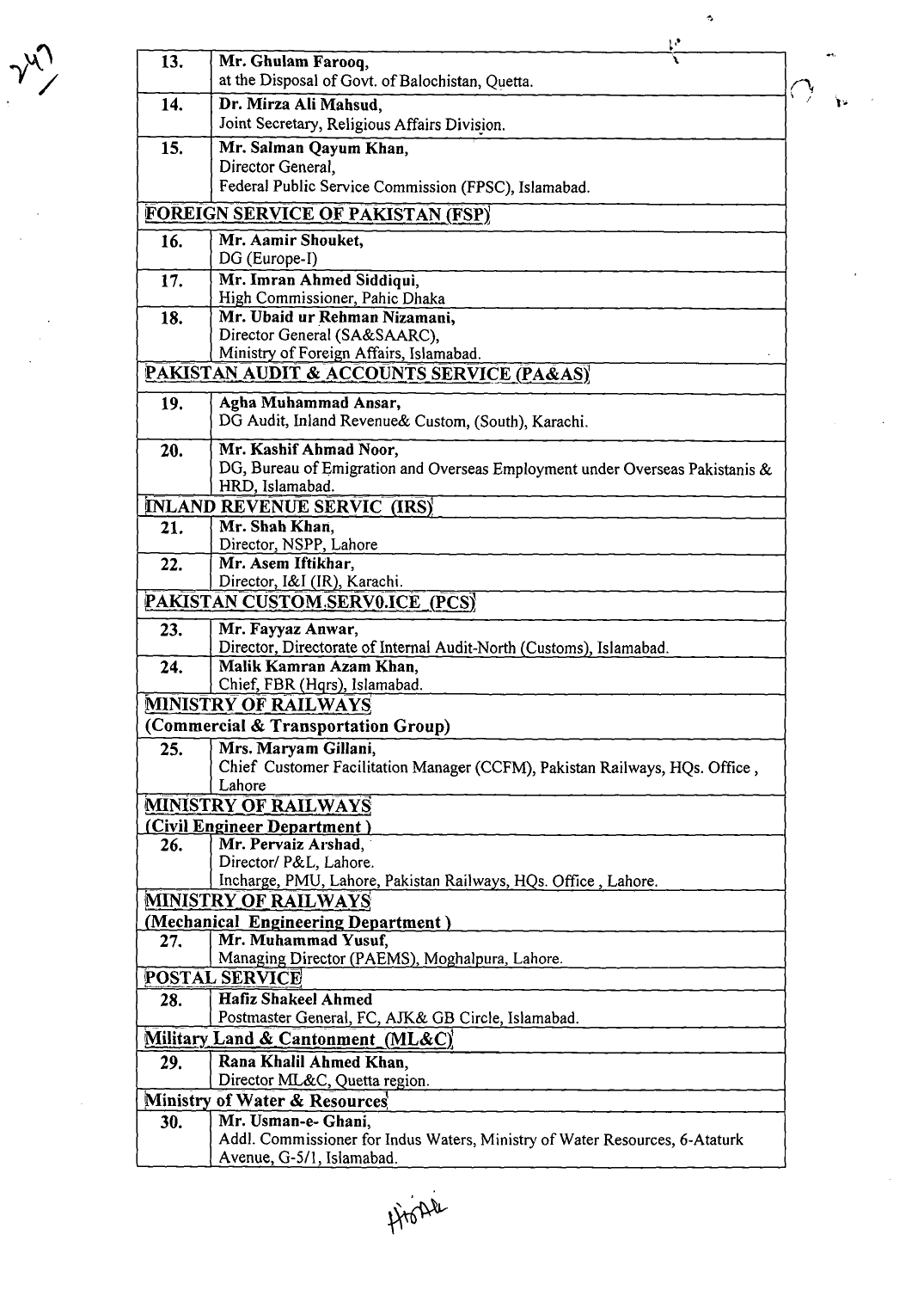| | |
|---|---|
| 13. | **Mr. Ghulam Farooq,**<br>at the Disposal of Govt. of Balochistan, Quetta. |
| 14. | **Dr. Mirza Ali Mahsud,**<br>Joint Secretary, Religious Affairs Division. |
| 15. | **Mr. Salman Qayum Khan,**<br>Director General,<br>Federal Public Service Commission (FPSC), Islamabad. |
| **FOREIGN SERVICE OF PAKISTAN (FSP)** | |
| 16. | **Mr. Aamir Shouket,**<br>DG (Europe-I) |
| 17. | **Mr. Imran Ahmed Siddiqui,**<br>High Commissioner, Pahic Dhaka |
| 18. | **Mr. Ubaid ur Rehman Nizamani,**<br>Director General (SA&SAARC),<br>Ministry of Foreign Affairs, Islamabad. |
| **PAKISTAN AUDIT & ACCOUNTS SERVICE (PA&AS)** | |
| 19. | **Agha Muhammad Ansar,**<br>DG Audit, Inland Revenue& Custom, (South), Karachi. |
| 20. | **Mr. Kashif Ahmad Noor,**<br>DG, Bureau of Emigration and Overseas Employment under Overseas Pakistanis & HRD, Islamabad. |
| **INLAND REVENUE SERVIC (IRS)** | |
| 21. | **Mr. Shah Khan,**<br>Director, NSPP, Lahore |
| 22. | **Mr. Asem Iftikhar,**<br>Director, I&I (IR), Karachi. |
| **PAKISTAN CUSTOM.SERV0.ICE (PCS)** | |
| 23. | **Mr. Fayyaz Anwar,**<br>Director, Directorate of Internal Audit-North (Customs), Islamabad. |
| 24. | **Malik Kamran Azam Khan,**<br>Chief, FBR (Hqrs), Islamabad. |
| **MINISTRY OF RAILWAYS**<br>**(Commercial & Transportation Group)** | |
| 25. | **Mrs. Maryam Gillani,**<br>Chief Customer Facilitation Manager (CCFM), Pakistan Railways, HQs. Office , Lahore |
| **MINISTRY OF RAILWAYS**<br>**(Civil Engineer Department )** | |
| 26. | **Mr. Pervaiz Arshad,**<br>Director/ P&L, Lahore.<br>Incharge, PMU, Lahore, Pakistan Railways, HQs. Office , Lahore. |
| **MINISTRY OF RAILWAYS**<br>**(Mechanical Engineering Department )** | |
| 27. | **Mr. Muhammad Yusuf,**<br>Managing Director (PAEMS), Moghalpura, Lahore. |
| **POSTAL SERVICE** | |
| 28. | **Hafiz Shakeel Ahmed**<br>Postmaster General, FC, AJK& GB Circle, Islamabad. |
| **Military Land & Cantonment (ML&C)** | |
| 29. | **Rana Khalil Ahmed Khan,**<br>Director ML&C, Quetta region. |
| **Ministry of Water & Resources** | |
| 30. | **Mr. Usman-e- Ghani,**<br>Addl. Commissioner for Indus Waters, Ministry of Water Resources, 6-Ataturk Avenue, G-5/1, Islamabad. |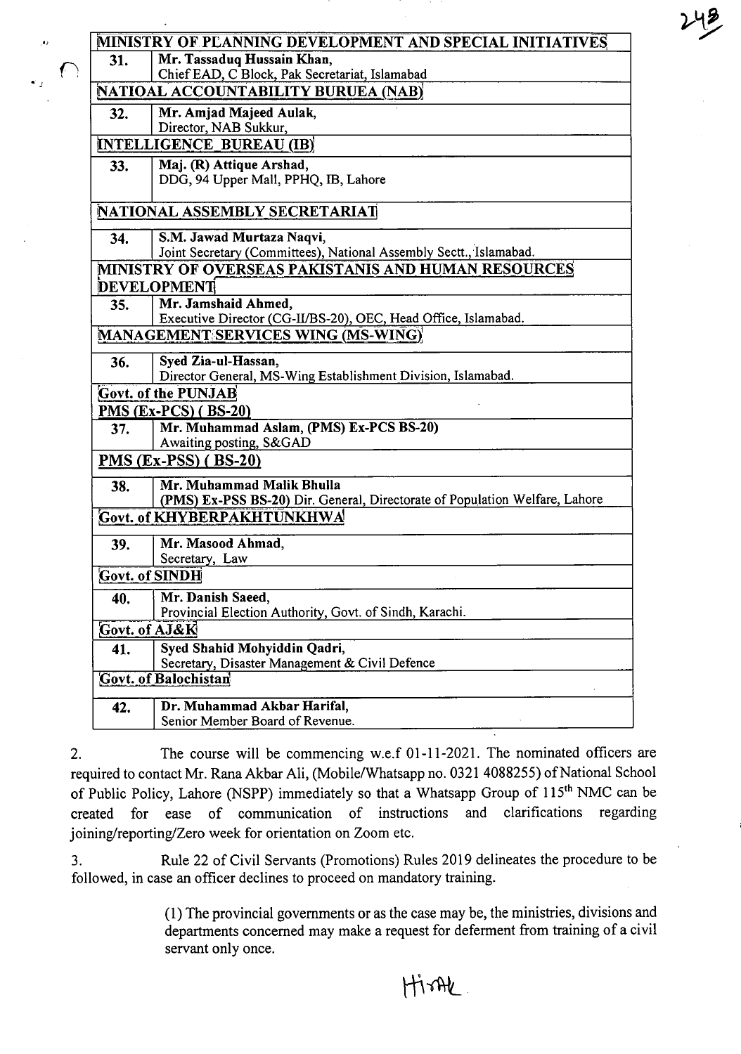| | |
|---|---|
| **MINISTRY OF PLANNING DEVELOPMENT AND SPECIAL INITIATIVES** | |
| **31.** | **Mr. Tassaduq Hussain Khan,**<br>Chief EAD, C Block, Pak Secretariat, Islamabad |
| **NATIOAL ACCOUNTABILITY BURUEA (NAB)** | |
| **32.** | **Mr. Amjad Majeed Aulak,**<br>Director, NAB Sukkur, |
| **INTELLIGENCE BUREAU (IB)** | |
| **33.** | **Maj. (R) Attique Arshad,**<br>DDG, 94 Upper Mall, PPHQ, IB, Lahore |
| **NATIONAL ASSEMBLY SECRETARIAT** | |
| **34.** | **S.M. Jawad Murtaza Naqvi,**<br>Joint Secretary (Committees), National Assembly Sectt., Islamabad. |
| **MINISTRY OF OVERSEAS PAKISTANIS AND HUMAN RESOURCES DEVELOPMENT** | |
| **35.** | **Mr. Jamshaid Ahmed,**<br>Executive Director (CG-II/BS-20), OEC, Head Office, Islamabad. |
| **MANAGEMENT SERVICES WING (MS-WING)** | |
| **36.** | **Syed Zia-ul-Hassan,**<br>Director General, MS-Wing Establishment Division, Islamabad. |
| **Govt. of the PUNJAB**<br>**PMS (Ex-PCS) ( BS-20)** | |
| **37.** | **Mr. Muhammad Aslam, (PMS) Ex-PCS BS-20)**<br>Awaiting posting, S&GAD |
| **PMS (Ex-PSS) ( BS-20)** | |
| **38.** | **Mr. Muhammad Malik Bhulla**<br>**(PMS)** Ex-PSS BS-20) Dir. General, Directorate of Population Welfare, Lahore |
| **Govt. of KHYBERPAKHTUNKHWA** | |
| **39.** | **Mr. Masood Ahmad,**<br>Secretary, Law |
| **Govt. of SINDH** | |
| **40.** | **Mr. Danish Saeed,**<br>Provincial Election Authority, Govt. of Sindh, Karachi. |
| **Govt. of AJ&K** | |
| **41.** | **Syed Shahid Mohyiddin Qadri,**<br>Secretary, Disaster Management & Civil Defence |
| **Govt. of Balochistan** | |
| **42.** | **Dr. Muhammad Akbar Harifal,**<br>Senior Member Board of Revenue. |

2. The course will be commencing w.e.f 01-11-2021. The nominated officers are required to contact Mr. Rana Akbar Ali, (Mobile/Whatsapp no. 0321 4088255) of National School of Public Policy, Lahore (NSPP) immediately so that a Whatsapp Group of 115th NMC can be created for ease of communication of instructions and clarifications regarding joining/reporting/Zero week for orientation on Zoom etc.

3. Rule 22 of Civil Servants (Promotions) Rules 2019 delineates the procedure to be followed, in case an officer declines to proceed on mandatory training.

> (1) The provincial governments or as the case may be, the ministries, divisions and departments concerned may make a request for deferment from training of a civil servant only once.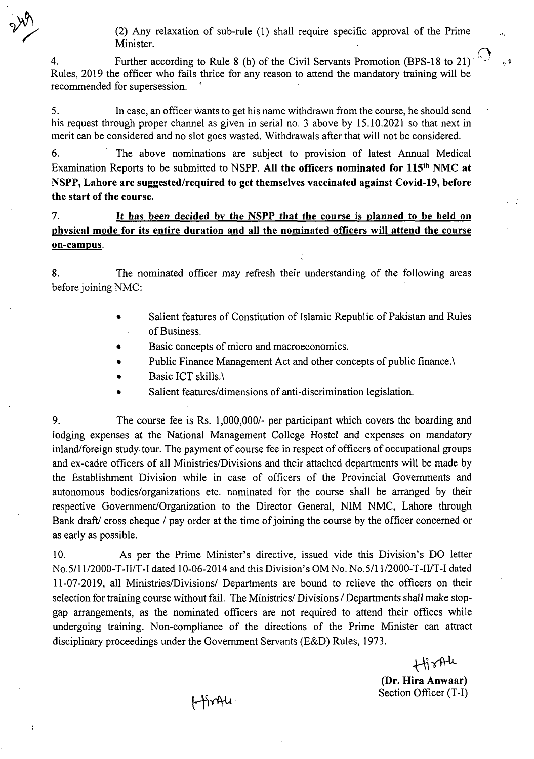(2) Any relaxation of sub-rule (1) shall require specific approval of the Prime Minister.

4. Further according to Rule 8 (b) of the Civil Servants Promotion (BPS-18 to 21) Rules, 2019 the officer who fails thrice for any reason to attend the mandatory training will be recommended for supersession.

5. In case, an officer wants to get his name withdrawn from the course, he should send his request through proper channel as given in serial no. 3 above by 15.10.2021 so that next in merit can be considered and no slot goes wasted. Withdrawals after that will not be considered.

6. The above nominations are subject to provision of latest Annual Medical Examination Reports to be submitted to NSPP. **All the officers nominated for 115th NMC at NSPP, Lahore are suggested/required to get themselves vaccinated against Covid-19, before the start of the course.**

7. **It has been decided by the NSPP that the course is planned to be held on physical mode for its entire duration and all the nominated officers will attend the course on-campus.**

8. The nominated officer may refresh their understanding of the following areas before joining NMC:

- Salient features of Constitution of Islamic Republic of Pakistan and Rules of Business.
- Basic concepts of micro and macroeconomics.
- Public Finance Management Act and other concepts of public finance.\
- Basic ICT skills.\
- Salient features/dimensions of anti-discrimination legislation.

9. The course fee is Rs. 1,000,000/- per participant which covers the boarding and lodging expenses at the National Management College Hostel and expenses on mandatory inland/foreign study tour. The payment of course fee in respect of officers of occupational groups and ex-cadre officers of all Ministries/Divisions and their attached departments will be made by the Establishment Division while in case of officers of the Provincial Governments and autonomous bodies/organizations etc. nominated for the course shall be arranged by their respective Government/Organization to the Director General, NIM NMC, Lahore through Bank draft/ cross cheque / pay order at the time of joining the course by the officer concerned or as early as possible.

10. As per the Prime Minister's directive, issued vide this Division's DO letter No.5/11/2000-T-II/T-I dated 10-06-2014 and this Division's OM No. No.5/11/2000-T-II/T-I dated 11-07-2019, all Ministries/Divisions/ Departments are bound to relieve the officers on their selection for training course without fail. The Ministries/ Divisions / Departments shall make stop-gap arrangements, as the nominated officers are not required to attend their offices while undergoing training. Non-compliance of the directions of the Prime Minister can attract disciplinary proceedings under the Government Servants (E&D) Rules, 1973.

**(Dr. Hira Anwaar)**
Section Officer (T-I)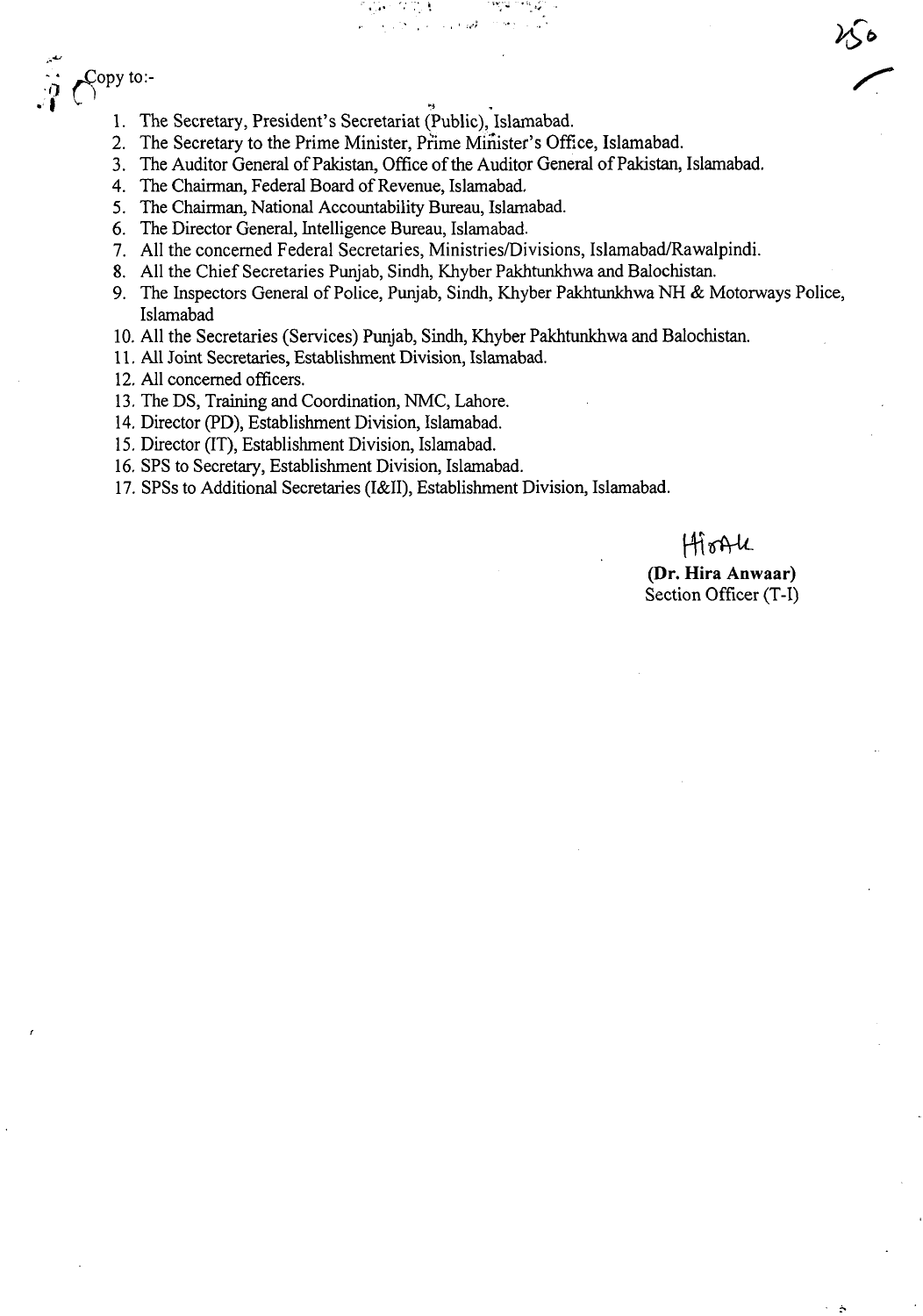Copy to:-

1. The Secretary, President's Secretariat (Public), Islamabad.
2. The Secretary to the Prime Minister, Prime Minister's Office, Islamabad.
3. The Auditor General of Pakistan, Office of the Auditor General of Pakistan, Islamabad.
4. The Chairman, Federal Board of Revenue, Islamabad.
5. The Chairman, National Accountability Bureau, Islamabad.
6. The Director General, Intelligence Bureau, Islamabad.
7. All the concerned Federal Secretaries, Ministries/Divisions, Islamabad/Rawalpindi.
8. All the Chief Secretaries Punjab, Sindh, Khyber Pakhtunkhwa and Balochistan.
9. The Inspectors General of Police, Punjab, Sindh, Khyber Pakhtunkhwa NH & Motorways Police, Islamabad
10. All the Secretaries (Services) Punjab, Sindh, Khyber Pakhtunkhwa and Balochistan.
11. All Joint Secretaries, Establishment Division, Islamabad.
12. All concerned officers.
13. The DS, Training and Coordination, NMC, Lahore.
14. Director (PD), Establishment Division, Islamabad.
15. Director (IT), Establishment Division, Islamabad.
16. SPS to Secretary, Establishment Division, Islamabad.
17. SPSs to Additional Secretaries (I&II), Establishment Division, Islamabad.

Hira

**(Dr. Hira Anwaar)**
Section Officer (T-I)